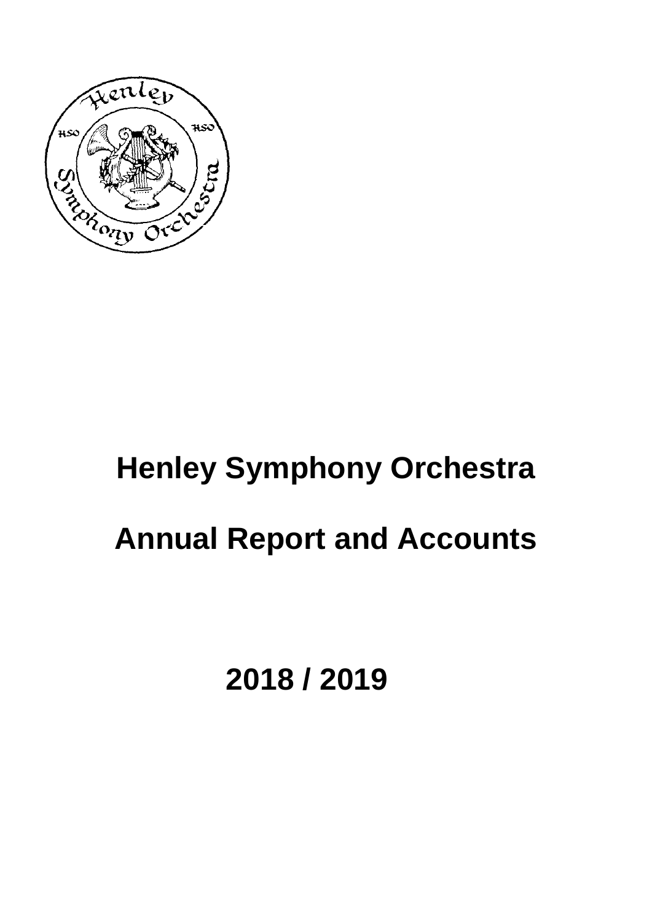# Henley Symphony Orchestra

# Annual Report and Accounts

# 2018 / 2019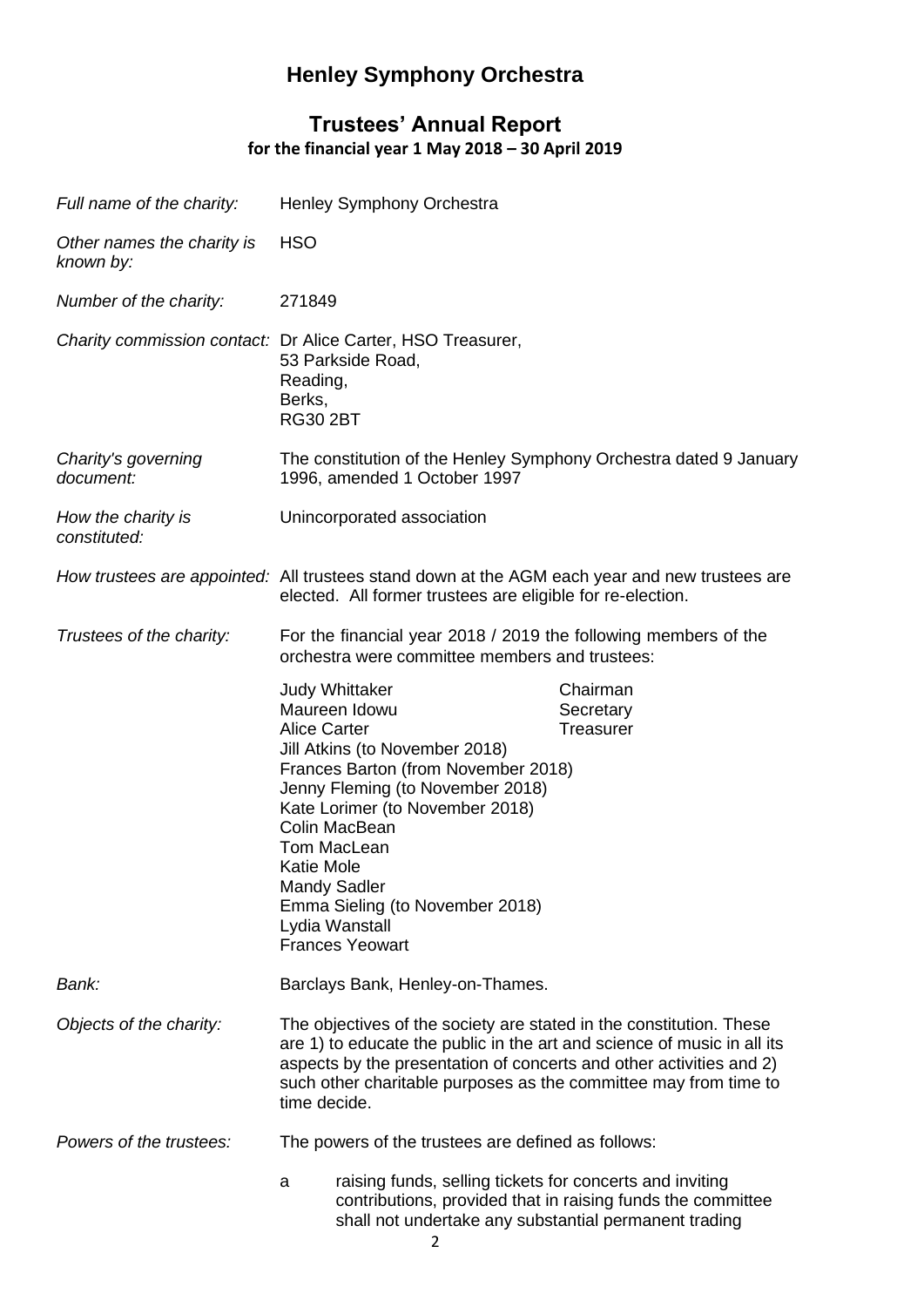# Henley Symphony Orchestra

## Trustees' Annual Report

**for the financial year 1 May 2018 – 30 April 2019**

*Full name of the charity:* Henley Symphony Orchestra

*Other names the charity is known by:* HSO

*Number of the charity:* 271849

*Charity commission contact:* Dr Alice Carter, HSO Treasurer,
53 Parkside Road,
Reading,
Berks,
RG30 2BT

*Charity's governing document:* The constitution of the Henley Symphony Orchestra dated 9 January 1996, amended 1 October 1997

*How the charity is constituted:* Unincorporated association

*How trustees are appointed:* All trustees stand down at the AGM each year and new trustees are elected. All former trustees are eligible for re-election.

*Trustees of the charity:* For the financial year 2018 / 2019 the following members of the orchestra were committee members and trustees:

| | |
|---|---|
| Judy Whittaker | Chairman |
| Maureen Idowu | Secretary |
| Alice Carter | Treasurer |
| Jill Atkins (to November 2018) | |
| Frances Barton (from November 2018) | |
| Jenny Fleming (to November 2018) | |
| Kate Lorimer (to November 2018) | |
| Colin MacBean | |
| Tom MacLean | |
| Katie Mole | |
| Mandy Sadler | |
| Emma Sieling (to November 2018) | |
| Lydia Wanstall | |
| Frances Yeowart | |

*Bank:* Barclays Bank, Henley-on-Thames.

*Objects of the charity:* The objectives of the society are stated in the constitution. These are 1) to educate the public in the art and science of music in all its aspects by the presentation of concerts and other activities and 2) such other charitable purposes as the committee may from time to time decide.

*Powers of the trustees:* The powers of the trustees are defined as follows:

a raising funds, selling tickets for concerts and inviting contributions, provided that in raising funds the committee shall not undertake any substantial permanent trading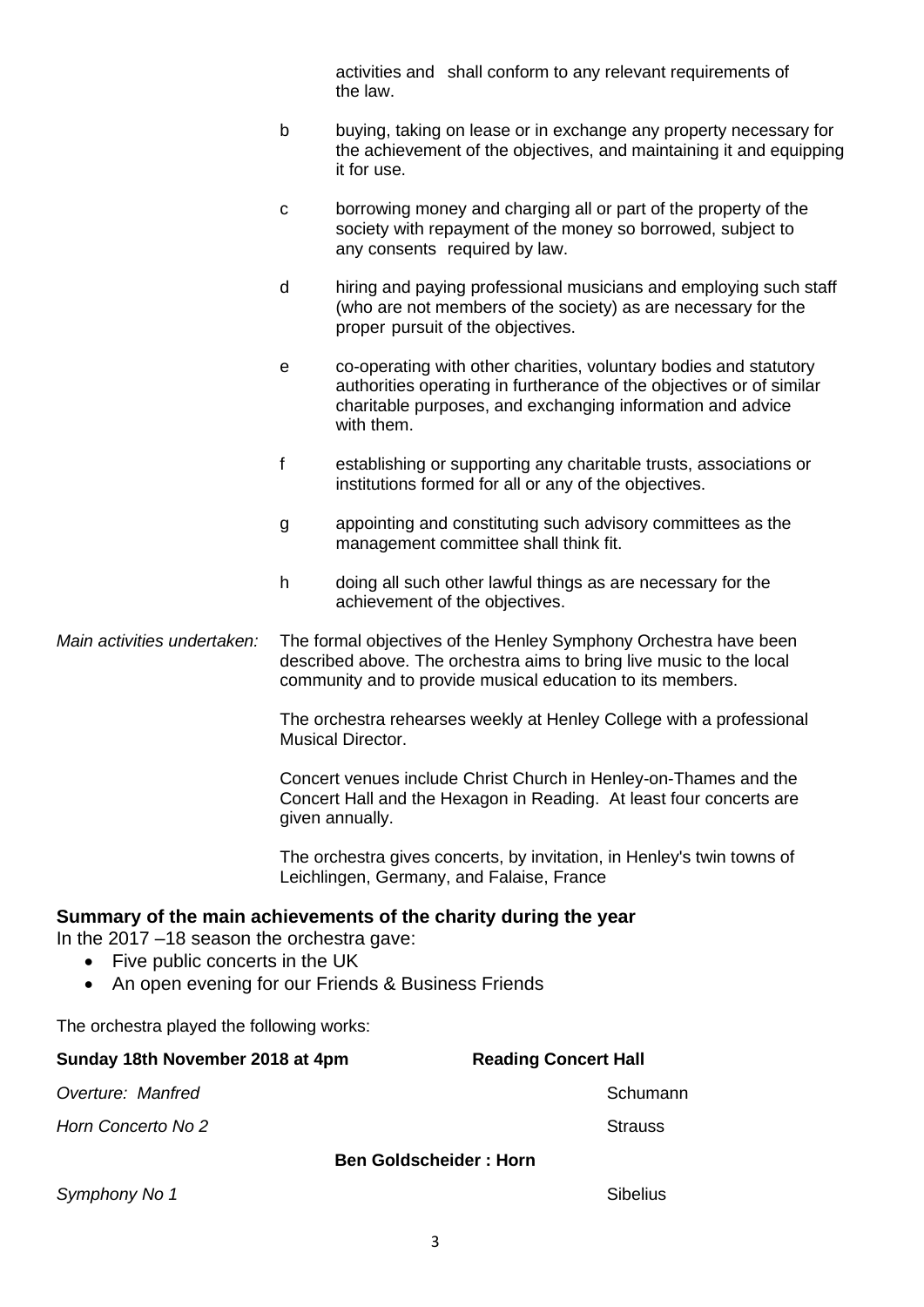activities and shall conform to any relevant requirements of the law.

- b buying, taking on lease or in exchange any property necessary for the achievement of the objectives, and maintaining it and equipping it for use.
- c borrowing money and charging all or part of the property of the society with repayment of the money so borrowed, subject to any consents required by law.
- d hiring and paying professional musicians and employing such staff (who are not members of the society) as are necessary for the proper pursuit of the objectives.
- e co-operating with other charities, voluntary bodies and statutory authorities operating in furtherance of the objectives or of similar charitable purposes, and exchanging information and advice with them.
- f establishing or supporting any charitable trusts, associations or institutions formed for all or any of the objectives.
- g appointing and constituting such advisory committees as the management committee shall think fit.
- h doing all such other lawful things as are necessary for the achievement of the objectives.

*Main activities undertaken:* The formal objectives of the Henley Symphony Orchestra have been described above. The orchestra aims to bring live music to the local community and to provide musical education to its members.

The orchestra rehearses weekly at Henley College with a professional Musical Director.

Concert venues include Christ Church in Henley-on-Thames and the Concert Hall and the Hexagon in Reading. At least four concerts are given annually.

The orchestra gives concerts, by invitation, in Henley's twin towns of Leichlingen, Germany, and Falaise, France

## Summary of the main achievements of the charity during the year

In the 2017 –18 season the orchestra gave:

- Five public concerts in the UK
- An open evening for our Friends & Business Friends

The orchestra played the following works:

**Sunday 18th November 2018 at 4pm** **Reading Concert Hall**

| | |
|---|---|
| *Overture: Manfred* | Schumann |
| *Horn Concerto No 2* | Strauss |
| **Ben Goldscheider : Horn** | |
| *Symphony No 1* | Sibelius |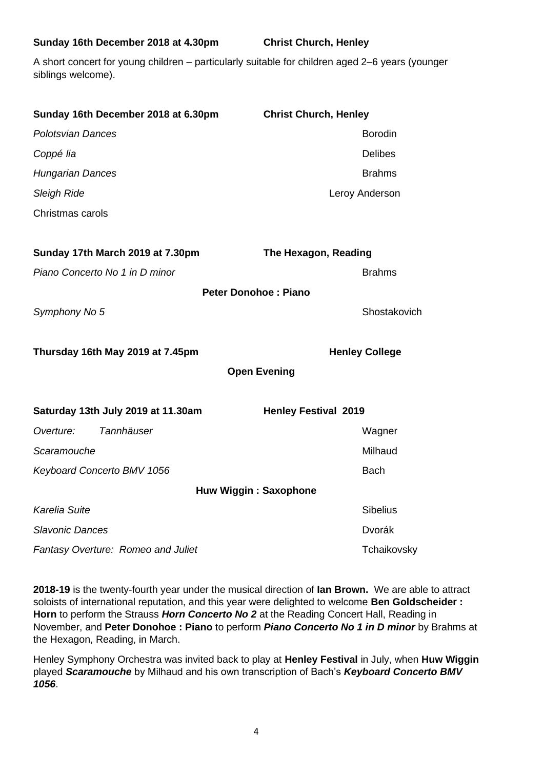**Sunday 16th December 2018 at 4.30pm** **Christ Church, Henley**

A short concert for young children – particularly suitable for children aged 2–6 years (younger siblings welcome).

**Sunday 16th December 2018 at 6.30pm** **Christ Church, Henley**

| | |
|---|---|
| *Polotsvian Dances* | Borodin |
| *Coppé lia* | Delibes |
| *Hungarian Dances* | Brahms |
| *Sleigh Ride* | Leroy Anderson |
| Christmas carols | |

**Sunday 17th March 2019 at 7.30pm** **The Hexagon, Reading**

| | |
|---|---|
| *Piano Concerto No 1 in D minor* | Brahms |
| **Peter Donohoe : Piano** | |
| *Symphony No 5* | Shostakovich |

**Thursday 16th May 2019 at 7.45pm** **Henley College**

**Open Evening**

**Saturday 13th July 2019 at 11.30am** **Henley Festival 2019**

| | |
|---|---|
| *Overture: Tannhäuser* | Wagner |
| *Scaramouche* | Milhaud |
| *Keyboard Concerto BMV 1056* | Bach |
| **Huw Wiggin : Saxophone** | |
| *Karelia Suite* | Sibelius |
| *Slavonic Dances* | Dvorák |
| *Fantasy Overture: Romeo and Juliet* | Tchaikovsky |

**2018-19** is the twenty-fourth year under the musical direction of **Ian Brown.** We are able to attract soloists of international reputation, and this year were delighted to welcome **Ben Goldscheider : Horn** to perform the Strauss ***Horn Concerto No 2*** at the Reading Concert Hall, Reading in November, and **Peter Donohoe : Piano** to perform ***Piano Concerto No 1 in D minor*** by Brahms at the Hexagon, Reading, in March.

Henley Symphony Orchestra was invited back to play at **Henley Festival** in July, when **Huw Wiggin** played ***Scaramouche*** by Milhaud and his own transcription of Bach's ***Keyboard Concerto BMV 1056***.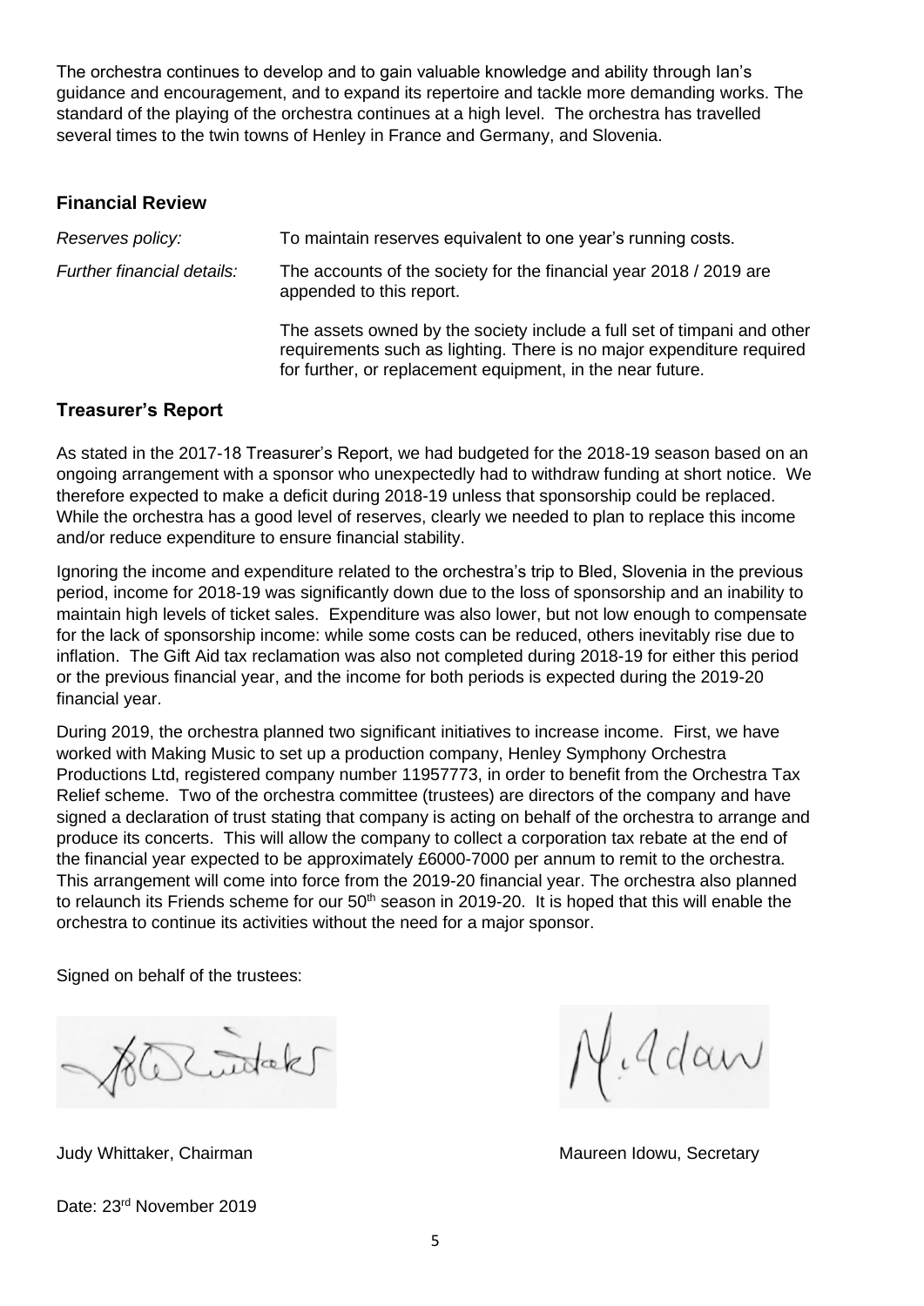The orchestra continues to develop and to gain valuable knowledge and ability through Ian's guidance and encouragement, and to expand its repertoire and tackle more demanding works. The standard of the playing of the orchestra continues at a high level. The orchestra has travelled several times to the twin towns of Henley in France and Germany, and Slovenia.

## Financial Review

*Reserves policy:* To maintain reserves equivalent to one year's running costs.

*Further financial details:* The accounts of the society for the financial year 2018 / 2019 are appended to this report.

The assets owned by the society include a full set of timpani and other requirements such as lighting. There is no major expenditure required for further, or replacement equipment, in the near future.

## Treasurer's Report

As stated in the 2017-18 Treasurer's Report, we had budgeted for the 2018-19 season based on an ongoing arrangement with a sponsor who unexpectedly had to withdraw funding at short notice. We therefore expected to make a deficit during 2018-19 unless that sponsorship could be replaced. While the orchestra has a good level of reserves, clearly we needed to plan to replace this income and/or reduce expenditure to ensure financial stability.

Ignoring the income and expenditure related to the orchestra's trip to Bled, Slovenia in the previous period, income for 2018-19 was significantly down due to the loss of sponsorship and an inability to maintain high levels of ticket sales. Expenditure was also lower, but not low enough to compensate for the lack of sponsorship income: while some costs can be reduced, others inevitably rise due to inflation. The Gift Aid tax reclamation was also not completed during 2018-19 for either this period or the previous financial year, and the income for both periods is expected during the 2019-20 financial year.

During 2019, the orchestra planned two significant initiatives to increase income. First, we have worked with Making Music to set up a production company, Henley Symphony Orchestra Productions Ltd, registered company number 11957773, in order to benefit from the Orchestra Tax Relief scheme. Two of the orchestra committee (trustees) are directors of the company and have signed a declaration of trust stating that company is acting on behalf of the orchestra to arrange and produce its concerts. This will allow the company to collect a corporation tax rebate at the end of the financial year expected to be approximately £6000-7000 per annum to remit to the orchestra. This arrangement will come into force from the 2019-20 financial year. The orchestra also planned to relaunch its Friends scheme for our 50th season in 2019-20. It is hoped that this will enable the orchestra to continue its activities without the need for a major sponsor.

Signed on behalf of the trustees:

Judy Whittaker, Chairman

Maureen Idowu, Secretary

Date: 23rd November 2019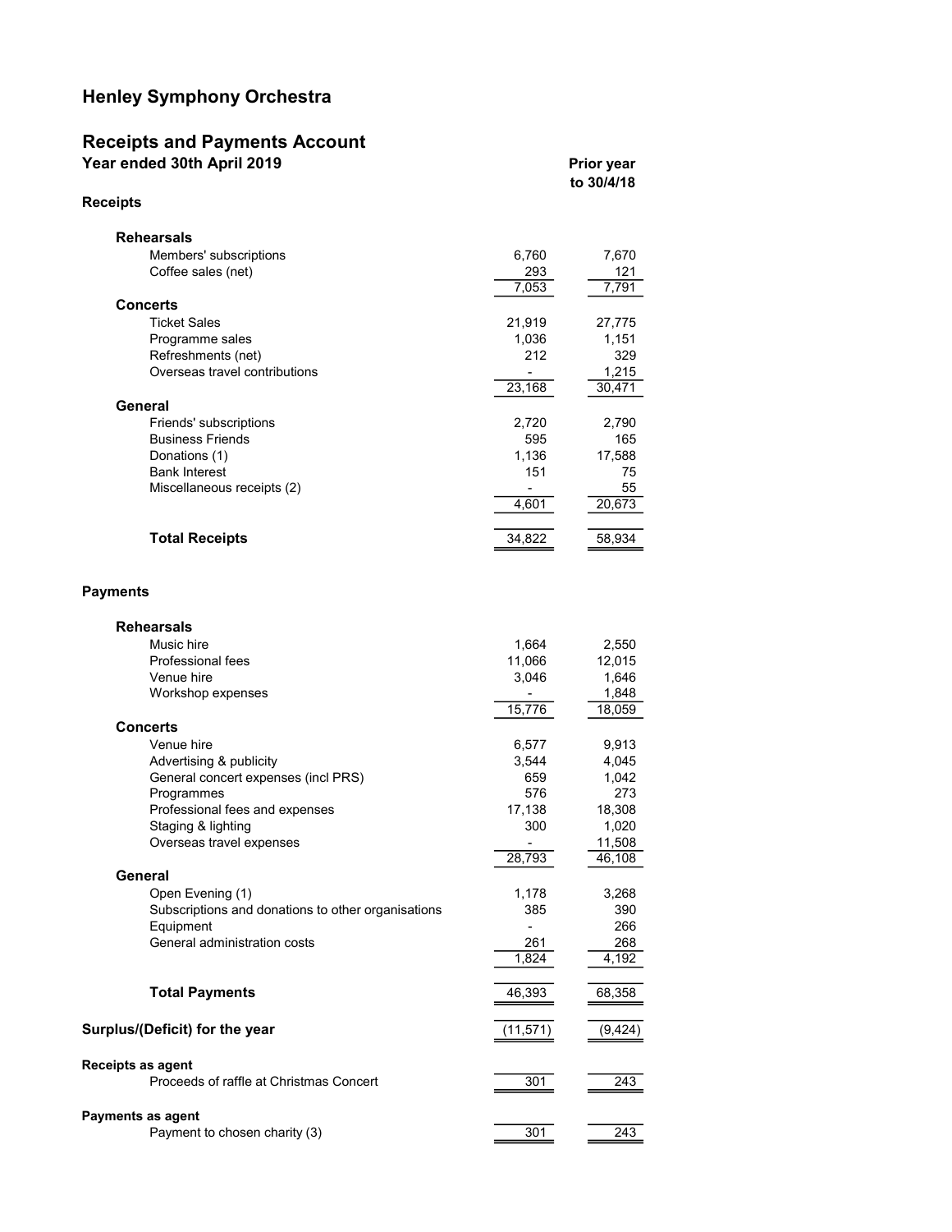# Henley Symphony Orchestra

## Receipts and Payments Account

**Year ended 30th April 2019**

| | | 2019 | Prior year to 30/4/18 |
|---|---|---|---|
| **Receipts** | | | |
| **Rehearsals** | | | |
| | Members' subscriptions | 6,760 | 7,670 |
| | Coffee sales (net) | 293 | 121 |
| | | 7,053 | 7,791 |
| **Concerts** | | | |
| | Ticket Sales | 21,919 | 27,775 |
| | Programme sales | 1,036 | 1,151 |
| | Refreshments (net) | 212 | 329 |
| | Overseas travel contributions | - | 1,215 |
| | | 23,168 | 30,471 |
| **General** | | | |
| | Friends' subscriptions | 2,720 | 2,790 |
| | Business Friends | 595 | 165 |
| | Donations (1) | 1,136 | 17,588 |
| | Bank Interest | 151 | 75 |
| | Miscellaneous receipts (2) | - | 55 |
| | | 4,601 | 20,673 |
| | **Total Receipts** | 34,822 | 58,934 |
| **Payments** | | | |
| **Rehearsals** | | | |
| | Music hire | 1,664 | 2,550 |
| | Professional fees | 11,066 | 12,015 |
| | Venue hire | 3,046 | 1,646 |
| | Workshop expenses | - | 1,848 |
| | | 15,776 | 18,059 |
| **Concerts** | | | |
| | Venue hire | 6,577 | 9,913 |
| | Advertising & publicity | 3,544 | 4,045 |
| | General concert expenses (incl PRS) | 659 | 1,042 |
| | Programmes | 576 | 273 |
| | Professional fees and expenses | 17,138 | 18,308 |
| | Staging & lighting | 300 | 1,020 |
| | Overseas travel expenses | - | 11,508 |
| | | 28,793 | 46,108 |
| **General** | | | |
| | Open Evening (1) | 1,178 | 3,268 |
| | Subscriptions and donations to other organisations | 385 | 390 |
| | Equipment | - | 266 |
| | General administration costs | 261 | 268 |
| | | 1,824 | 4,192 |
| | **Total Payments** | 46,393 | 68,358 |
| **Surplus/(Deficit) for the year** | | (11,571) | (9,424) |
| **Receipts as agent** | | | |
| | Proceeds of raffle at Christmas Concert | 301 | 243 |
| **Payments as agent** | | | |
| | Payment to chosen charity (3) | 301 | 243 |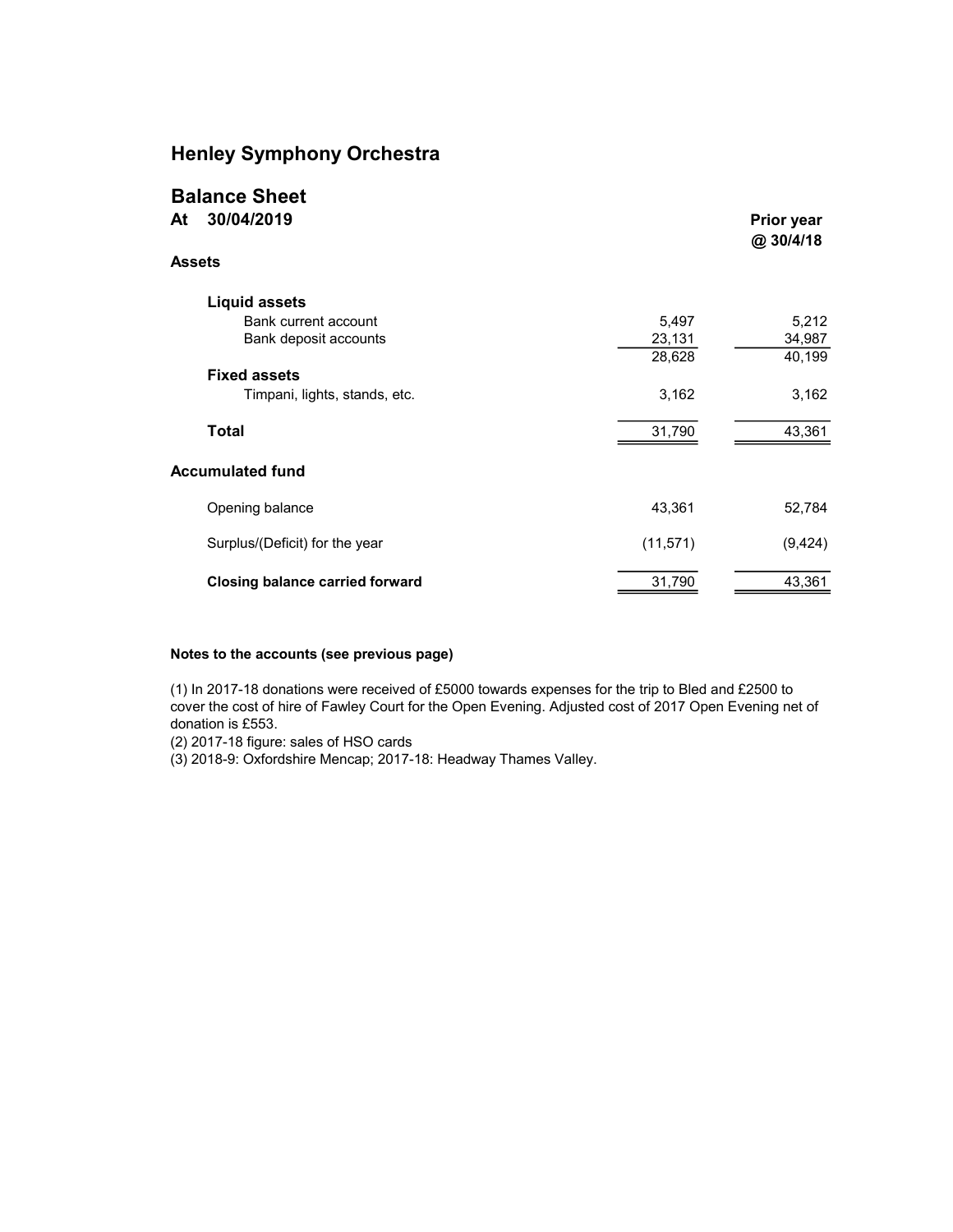# Henley Symphony Orchestra

## Balance Sheet

| At 30/04/2019 | | Prior year @ 30/4/18 |
|---|---|---|
| **Assets** | | |
| **Liquid assets** | | |
| Bank current account | 5,497 | 5,212 |
| Bank deposit accounts | 23,131 | 34,987 |
| | 28,628 | 40,199 |
| **Fixed assets** | | |
| Timpani, lights, stands, etc. | 3,162 | 3,162 |
| **Total** | 31,790 | 43,361 |
| **Accumulated fund** | | |
| Opening balance | 43,361 | 52,784 |
| Surplus/(Deficit) for the year | (11,571) | (9,424) |
| **Closing balance carried forward** | 31,790 | 43,361 |

**Notes to the accounts (see previous page)**

(1) In 2017-18 donations were received of £5000 towards expenses for the trip to Bled and £2500 to cover the cost of hire of Fawley Court for the Open Evening. Adjusted cost of 2017 Open Evening net of donation is £553.

(2) 2017-18 figure: sales of HSO cards

(3) 2018-9: Oxfordshire Mencap; 2017-18: Headway Thames Valley.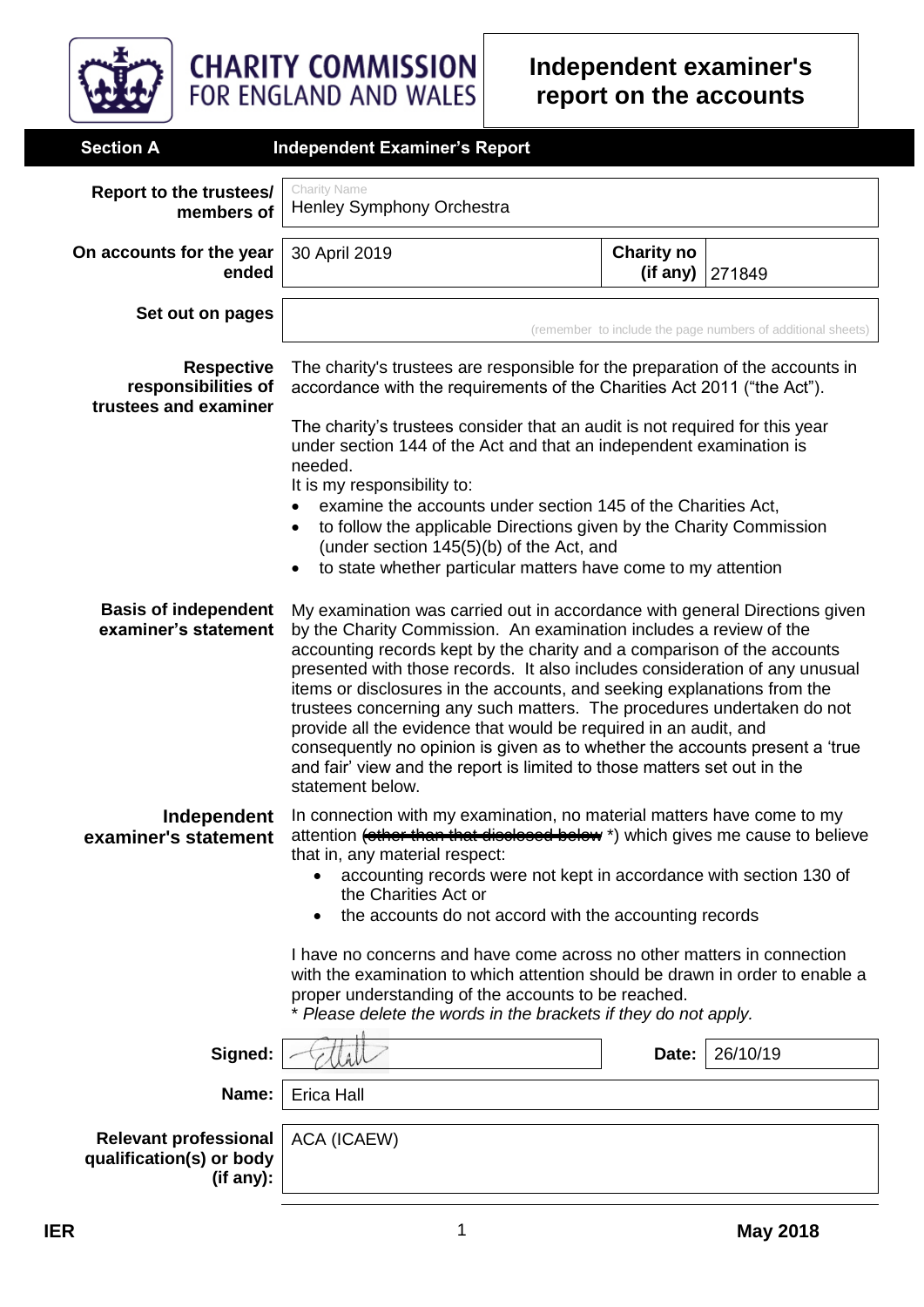CHARITY COMMISSION FOR ENGLAND AND WALES

# Independent examiner's report on the accounts

## Section A Independent Examiner's Report

| | | | |
|---|---|---|---|
| **Report to the trustees/ members of** | Charity Name<br>Henley Symphony Orchestra | | |
| **On accounts for the year ended** | 30 April 2019 | **Charity no (if any)** | 271849 |
| **Set out on pages** | (remember to include the page numbers of additional sheets) | | |

**Respective responsibilities of trustees and examiner**

The charity's trustees are responsible for the preparation of the accounts in accordance with the requirements of the Charities Act 2011 ("the Act").

The charity's trustees consider that an audit is not required for this year under section 144 of the Act and that an independent examination is needed.
It is my responsibility to:

- examine the accounts under section 145 of the Charities Act,
- to follow the applicable Directions given by the Charity Commission (under section 145(5)(b) of the Act, and
- to state whether particular matters have come to my attention

**Basis of independent examiner's statement**

My examination was carried out in accordance with general Directions given by the Charity Commission. An examination includes a review of the accounting records kept by the charity and a comparison of the accounts presented with those records. It also includes consideration of any unusual items or disclosures in the accounts, and seeking explanations from the trustees concerning any such matters. The procedures undertaken do not provide all the evidence that would be required in an audit, and consequently no opinion is given as to whether the accounts present a 'true and fair' view and the report is limited to those matters set out in the statement below.

**Independent examiner's statement**

In connection with my examination, no material matters have come to my attention ~~(other than that disclosed below~~ *) which gives me cause to believe that in, any material respect:

- accounting records were not kept in accordance with section 130 of the Charities Act or
- the accounts do not accord with the accounting records

I have no concerns and have come across no other matters in connection with the examination to which attention should be drawn in order to enable a proper understanding of the accounts to be reached.
\* *Please delete the words in the brackets if they do not apply.*

| | | | |
|---|---|---|---|
| **Signed:** | [signature] | **Date:** | 26/10/19 |
| **Name:** | Erica Hall | | |
| **Relevant professional qualification(s) or body (if any):** | ACA (ICAEW) | | |

IER May 2018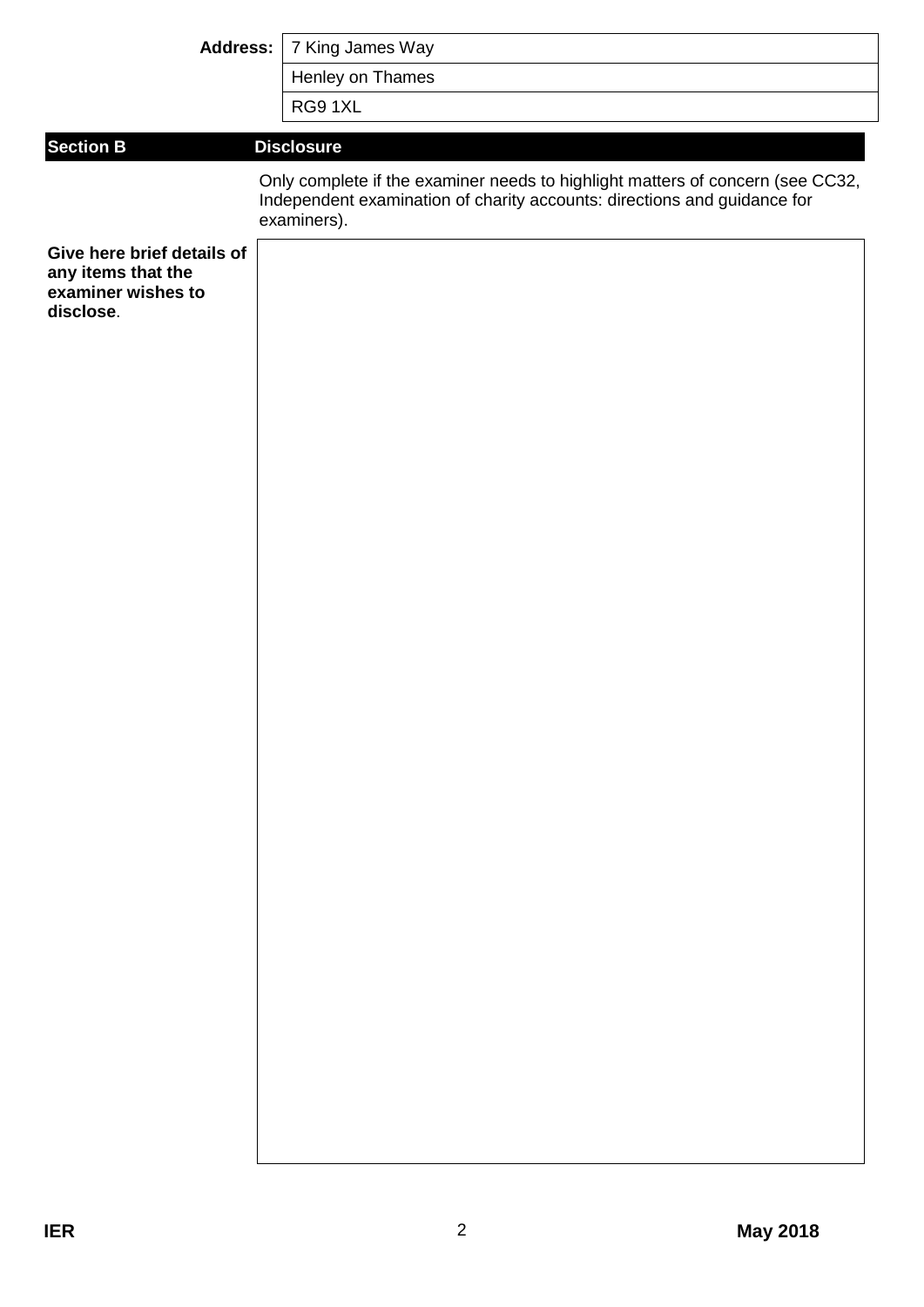| | |
|---|---|
| **Address:** | 7 King James Way |
| | Henley on Thames |
| | RG9 1XL |

## Section B Disclosure

Only complete if the examiner needs to highlight matters of concern (see CC32, Independent examination of charity accounts: directions and guidance for examiners).

| | |
|---|---|
| **Give here brief details of any items that the examiner wishes to disclose**. | |

**IER** **May 2018**